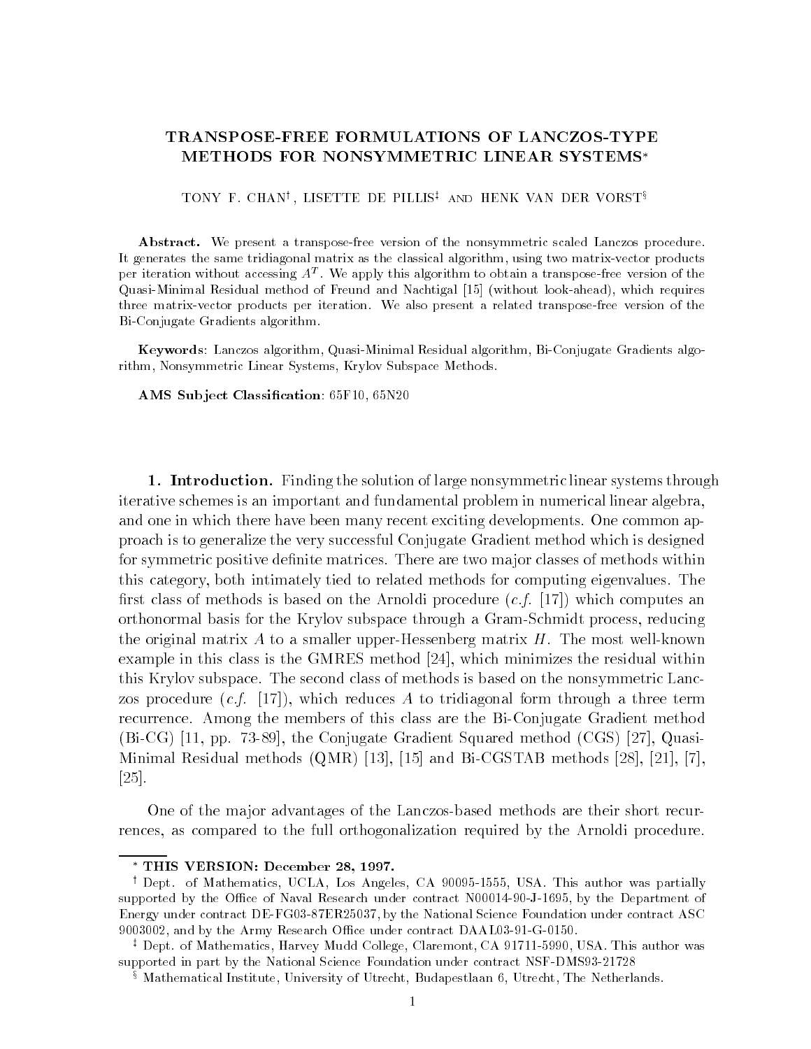# TRANSPOSE-FREE FORMULATIONS OF LANCZOS-TYPE METHODS FOR NONSYMMETRIC LINEAR SYSTEMS*

TONY F. CHAN[†], LISETTE DE PILLIS[‡] AND HENK VAN DER VORST[§]

**Abstract.** We present a transpose-free version of the nonsymmetric scaled Lanczos procedure. It generates the same tridiagonal matrix as the classical algorithm, using two matrix-vector products per iteration without accessing $A^T$. We apply this algorithm to obtain a transpose-free version of the Quasi-Minimal Residual method of Freund and Nachtigal [15] (without look-ahead), which requires three matrix-vector products per iteration. We also present a related transpose-free version of the Bi-Conjugate Gradients algorithm.

**Keywords**: Lanczos algorithm, Quasi-Minimal Residual algorithm, Bi-Conjugate Gradients algorithm, Nonsymmetric Linear Systems, Krylov Subspace Methods.

**AMS Subject Classification**: 65F10, 65N20

## 1. Introduction.

Finding the solution of large nonsymmetric linear systems through iterative schemes is an important and fundamental problem in numerical linear algebra, and one in which there have been many recent exciting developments. One common approach is to generalize the very successful Conjugate Gradient method which is designed for symmetric positive definite matrices. There are two major classes of methods within this category, both intimately tied to related methods for computing eigenvalues. The first class of methods is based on the Arnoldi procedure (*c.f.* [17]) which computes an orthonormal basis for the Krylov subspace through a Gram-Schmidt process, reducing the original matrix $A$ to a smaller upper-Hessenberg matrix $H$. The most well-known example in this class is the GMRES method [24], which minimizes the residual within this Krylov subspace. The second class of methods is based on the nonsymmetric Lanczos procedure (*c.f.* [17]), which reduces $A$ to tridiagonal form through a three term recurrence. Among the members of this class are the Bi-Conjugate Gradient method (Bi-CG) [11, pp. 73-89], the Conjugate Gradient Squared method (CGS) [27], Quasi-Minimal Residual methods (QMR) [13], [15] and Bi-CGSTAB methods [28], [21], [7], [25].

One of the major advantages of the Lanczos-based methods are their short recurrences, as compared to the full orthogonalization required by the Arnoldi procedure.

---

\* **THIS VERSION: December 28, 1997.**

[†] Dept. of Mathematics, UCLA, Los Angeles, CA 90095-1555, USA. This author was partially supported by the Office of Naval Research under contract N00014-90-J-1695, by the Department of Energy under contract DE-FG03-87ER25037, by the National Science Foundation under contract ASC 9003002, and by the Army Research Office under contract DAAL03-91-G-0150.

[‡] Dept. of Mathematics, Harvey Mudd College, Claremont, CA 91711-5990, USA. This author was supported in part by the National Science Foundation under contract NSF-DMS93-21728

[§] Mathematical Institute, University of Utrecht, Budapestlaan 6, Utrecht, The Netherlands.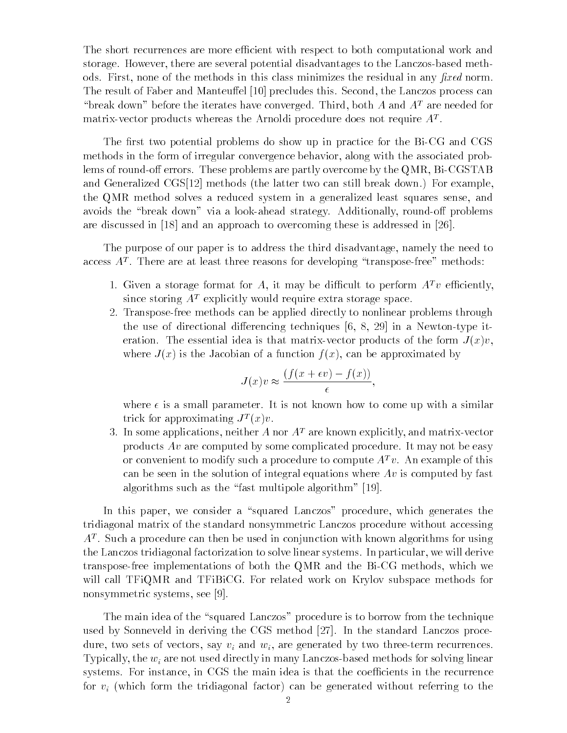The short recurrences are more efficient with respect to both computational work and storage. However, there are several potential disadvantages to the Lanczos-based methods. First, none of the methods in this class minimizes the residual in any *fixed* norm. The result of Faber and Manteuffel [10] precludes this. Second, the Lanczos process can "break down" before the iterates have converged. Third, both $A$ and $A^T$ are needed for matrix-vector products whereas the Arnoldi procedure does not require $A^T$.

The first two potential problems do show up in practice for the Bi-CG and CGS methods in the form of irregular convergence behavior, along with the associated problems of round-off errors. These problems are partly overcome by the QMR, Bi-CGSTAB and Generalized CGS[12] methods (the latter two can still break down.) For example, the QMR method solves a reduced system in a generalized least squares sense, and avoids the "break down" via a look-ahead strategy. Additionally, round-off problems are discussed in [18] and an approach to overcoming these is addressed in [26].

The purpose of our paper is to address the third disadvantage, namely the need to access $A^T$. There are at least three reasons for developing "transpose-free" methods:

1. Given a storage format for $A$, it may be difficult to perform $A^T v$ efficiently, since storing $A^T$ explicitly would require extra storage space.
2. Transpose-free methods can be applied directly to nonlinear problems through the use of directional differencing techniques [6, 8, 29] in a Newton-type iteration. The essential idea is that matrix-vector products of the form $J(x)v$, where $J(x)$ is the Jacobian of a function $f(x)$, can be approximated by
$$J(x)v \approx \frac{(f(x+\epsilon v) - f(x))}{\epsilon},$$
where $\epsilon$ is a small parameter. It is not known how to come up with a similar trick for approximating $J^T(x)v$.
3. In some applications, neither $A$ nor $A^T$ are known explicitly, and matrix-vector products $Av$ are computed by some complicated procedure. It may not be easy or convenient to modify such a procedure to compute $A^T v$. An example of this can be seen in the solution of integral equations where $Av$ is computed by fast algorithms such as the "fast multipole algorithm" [19].

In this paper, we consider a "squared Lanczos" procedure, which generates the tridiagonal matrix of the standard nonsymmetric Lanczos procedure without accessing $A^T$. Such a procedure can then be used in conjunction with known algorithms for using the Lanczos tridiagonal factorization to solve linear systems. In particular, we will derive transpose-free implementations of both the QMR and the Bi-CG methods, which we will call TFiQMR and TFiBiCG. For related work on Krylov subspace methods for nonsymmetric systems, see [9].

The main idea of the "squared Lanczos" procedure is to borrow from the technique used by Sonneveld in deriving the CGS method [27]. In the standard Lanczos procedure, two sets of vectors, say $v_i$ and $w_i$, are generated by two three-term recurrences. Typically, the $w_i$ are not used directly in many Lanczos-based methods for solving linear systems. For instance, in CGS the main idea is that the coefficients in the recurrence for $v_i$ (which form the tridiagonal factor) can be generated without referring to the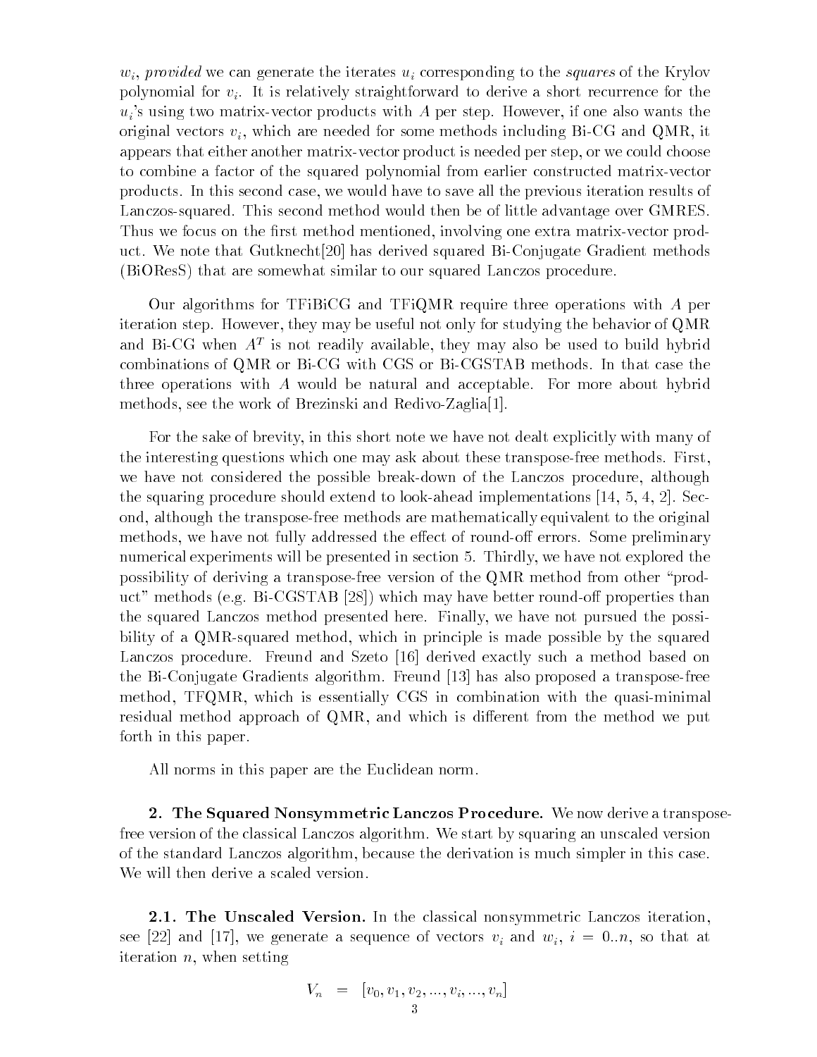$w_i$, *provided* we can generate the iterates $u_i$ corresponding to the *squares* of the Krylov polynomial for $v_i$. It is relatively straightforward to derive a short recurrence for the $u_i$'s using two matrix-vector products with $A$ per step. However, if one also wants the original vectors $v_i$, which are needed for some methods including Bi-CG and QMR, it appears that either another matrix-vector product is needed per step, or we could choose to combine a factor of the squared polynomial from earlier constructed matrix-vector products. In this second case, we would have to save all the previous iteration results of Lanczos-squared. This second method would then be of little advantage over GMRES. Thus we focus on the first method mentioned, involving one extra matrix-vector product. We note that Gutknecht[20] has derived squared Bi-Conjugate Gradient methods (BiOResS) that are somewhat similar to our squared Lanczos procedure.

Our algorithms for TFiBiCG and TFiQMR require three operations with $A$ per iteration step. However, they may be useful not only for studying the behavior of QMR and Bi-CG when $A^T$ is not readily available, they may also be used to build hybrid combinations of QMR or Bi-CG with CGS or Bi-CGSTAB methods. In that case the three operations with $A$ would be natural and acceptable. For more about hybrid methods, see the work of Brezinski and Redivo-Zaglia[1].

For the sake of brevity, in this short note we have not dealt explicitly with many of the interesting questions which one may ask about these transpose-free methods. First, we have not considered the possible break-down of the Lanczos procedure, although the squaring procedure should extend to look-ahead implementations [14, 5, 4, 2]. Second, although the transpose-free methods are mathematically equivalent to the original methods, we have not fully addressed the effect of round-off errors. Some preliminary numerical experiments will be presented in section 5. Thirdly, we have not explored the possibility of deriving a transpose-free version of the QMR method from other "product" methods (e.g. Bi-CGSTAB [28]) which may have better round-off properties than the squared Lanczos method presented here. Finally, we have not pursued the possibility of a QMR-squared method, which in principle is made possible by the squared Lanczos procedure. Freund and Szeto [16] derived exactly such a method based on the Bi-Conjugate Gradients algorithm. Freund [13] has also proposed a transpose-free method, TFQMR, which is essentially CGS in combination with the quasi-minimal residual method approach of QMR, and which is different from the method we put forth in this paper.

All norms in this paper are the Euclidean norm.

## 2. The Squared Nonsymmetric Lanczos Procedure.

We now derive a transpose-free version of the classical Lanczos algorithm. We start by squaring an unscaled version of the standard Lanczos algorithm, because the derivation is much simpler in this case. We will then derive a scaled version.

### 2.1. The Unscaled Version.

In the classical nonsymmetric Lanczos iteration, see [22] and [17], we generate a sequence of vectors $v_i$ and $w_i$, $i = 0..n$, so that at iteration $n$, when setting

$$V_n = [v_0, v_1, v_2, ..., v_i, ..., v_n]$$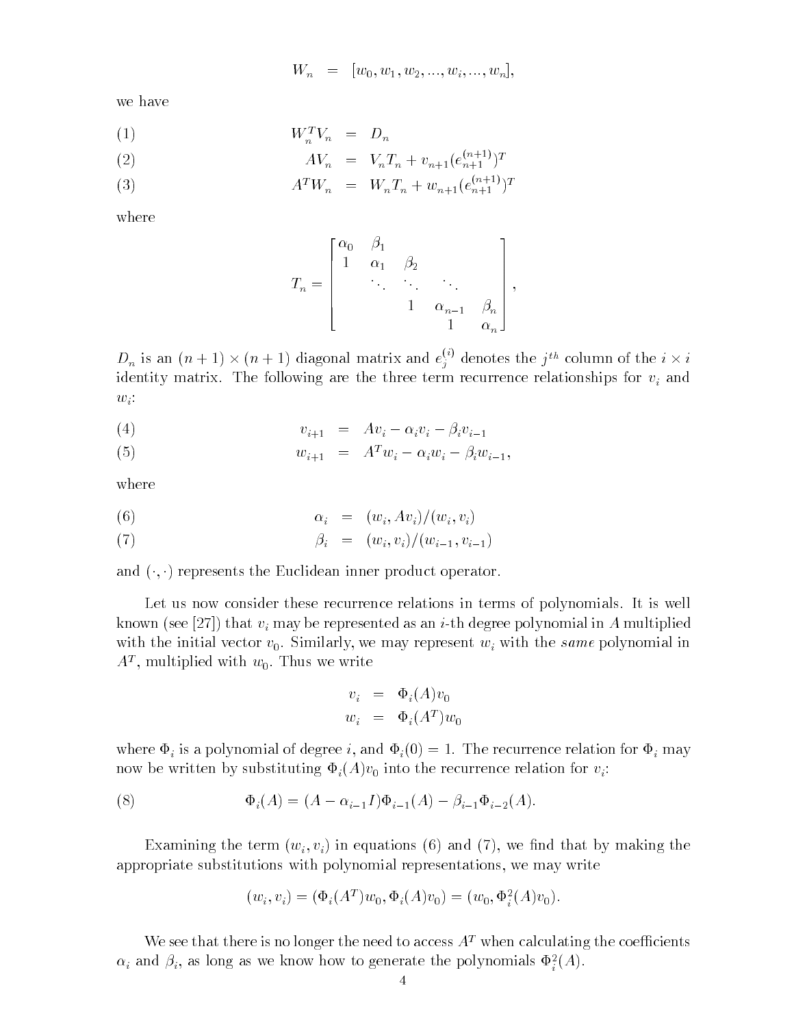$$W_n = [w_0, w_1, w_2, ..., w_i, ..., w_n],$$

we have

$$W_n^T V_n = D_n \tag{1}$$

$$A V_n = V_n T_n + v_{n+1} (e_{n+1}^{(n+1)})^T \tag{2}$$

$$A^T W_n = W_n T_n + w_{n+1} (e_{n+1}^{(n+1)})^T \tag{3}$$

where

$$T_n = \begin{bmatrix} \alpha_0 & \beta_1 & & & \\ 1 & \alpha_1 & \beta_2 & & \\ & \ddots & \ddots & \ddots & \\ & & 1 & \alpha_{n-1} & \beta_n \\ & & & 1 & \alpha_n \end{bmatrix},$$

$D_n$ is an $(n+1) \times (n+1)$ diagonal matrix and $e_j^{(i)}$ denotes the $j^{th}$ column of the $i \times i$ identity matrix. The following are the three term recurrence relationships for $v_i$ and $w_i$:

$$v_{i+1} = A v_i - \alpha_i v_i - \beta_i v_{i-1} \tag{4}$$

$$w_{i+1} = A^T w_i - \alpha_i w_i - \beta_i w_{i-1}, \tag{5}$$

where

$$\alpha_i = (w_i, A v_i)/(w_i, v_i) \tag{6}$$

$$\beta_i = (w_i, v_i)/(w_{i-1}, v_{i-1}) \tag{7}$$

and $(\cdot, \cdot)$ represents the Euclidean inner product operator.

Let us now consider these recurrence relations in terms of polynomials. It is well known (see [27]) that $v_i$ may be represented as an $i$-th degree polynomial in $A$ multiplied with the initial vector $v_0$. Similarly, we may represent $w_i$ with the *same* polynomial in $A^T$, multiplied with $w_0$. Thus we write

$$v_i = \Phi_i(A) v_0$$
$$w_i = \Phi_i(A^T) w_0$$

where $\Phi_i$ is a polynomial of degree $i$, and $\Phi_i(0) = 1$. The recurrence relation for $\Phi_i$ may now be written by substituting $\Phi_i(A) v_0$ into the recurrence relation for $v_i$:

$$\Phi_i(A) = (A - \alpha_{i-1} I) \Phi_{i-1}(A) - \beta_{i-1} \Phi_{i-2}(A). \tag{8}$$

Examining the term $(w_i, v_i)$ in equations (6) and (7), we find that by making the appropriate substitutions with polynomial representations, we may write

$$(w_i, v_i) = (\Phi_i(A^T) w_0, \Phi_i(A) v_0) = (w_0, \Phi_i^2(A) v_0).$$

We see that there is no longer the need to access $A^T$ when calculating the coefficients $\alpha_i$ and $\beta_i$, as long as we know how to generate the polynomials $\Phi_i^2(A)$.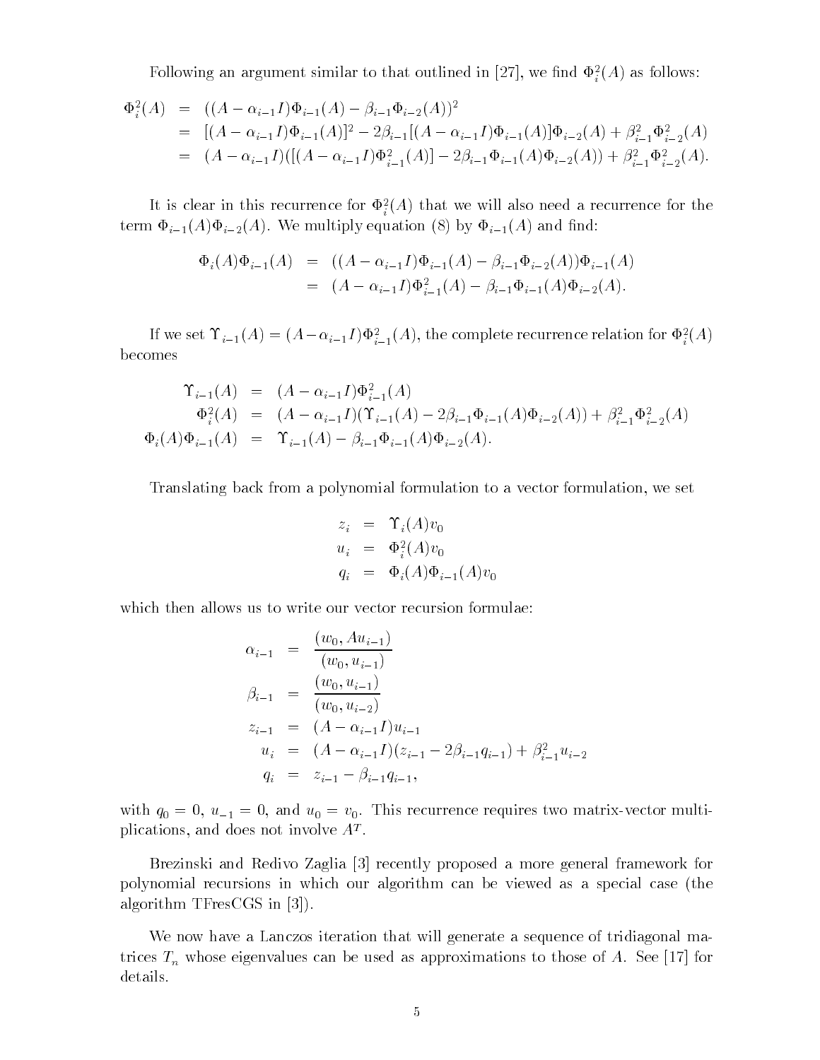Following an argument similar to that outlined in [27], we find $\Phi_i^2(A)$ as follows:

$$
\begin{aligned}
\Phi_i^2(A) &= ((A - \alpha_{i-1} I)\Phi_{i-1}(A) - \beta_{i-1}\Phi_{i-2}(A))^2 \\
&= [(A - \alpha_{i-1} I)\Phi_{i-1}(A)]^2 - 2\beta_{i-1}[(A - \alpha_{i-1} I)\Phi_{i-1}(A)]\Phi_{i-2}(A) + \beta_{i-1}^2 \Phi_{i-2}^2(A) \\
&= (A - \alpha_{i-1} I)([(A - \alpha_{i-1} I)\Phi_{i-1}^2(A)] - 2\beta_{i-1}\Phi_{i-1}(A)\Phi_{i-2}(A)) + \beta_{i-1}^2 \Phi_{i-2}^2(A).
\end{aligned}
$$

It is clear in this recurrence for $\Phi_i^2(A)$ that we will also need a recurrence for the term $\Phi_{i-1}(A)\Phi_{i-2}(A)$. We multiply equation (8) by $\Phi_{i-1}(A)$ and find:

$$
\begin{aligned}
\Phi_i(A)\Phi_{i-1}(A) &= ((A - \alpha_{i-1} I)\Phi_{i-1}(A) - \beta_{i-1}\Phi_{i-2}(A))\Phi_{i-1}(A) \\
&= (A - \alpha_{i-1} I)\Phi_{i-1}^2(A) - \beta_{i-1}\Phi_{i-1}(A)\Phi_{i-2}(A).
\end{aligned}
$$

If we set $\Upsilon_{i-1}(A) = (A - \alpha_{i-1} I)\Phi_{i-1}^2(A)$, the complete recurrence relation for $\Phi_i^2(A)$ becomes

$$
\begin{aligned}
\Upsilon_{i-1}(A) &= (A - \alpha_{i-1} I)\Phi_{i-1}^2(A) \\
\Phi_i^2(A) &= (A - \alpha_{i-1} I)(\Upsilon_{i-1}(A) - 2\beta_{i-1}\Phi_{i-1}(A)\Phi_{i-2}(A)) + \beta_{i-1}^2 \Phi_{i-2}^2(A) \\
\Phi_i(A)\Phi_{i-1}(A) &= \Upsilon_{i-1}(A) - \beta_{i-1}\Phi_{i-1}(A)\Phi_{i-2}(A).
\end{aligned}
$$

Translating back from a polynomial formulation to a vector formulation, we set

$$
\begin{aligned}
z_i &= \Upsilon_i(A) v_0 \\
u_i &= \Phi_i^2(A) v_0 \\
q_i &= \Phi_i(A)\Phi_{i-1}(A) v_0
\end{aligned}
$$

which then allows us to write our vector recursion formulae:

$$
\begin{aligned}
\alpha_{i-1} &= \frac{(w_0, A u_{i-1})}{(w_0, u_{i-1})} \\
\beta_{i-1} &= \frac{(w_0, u_{i-1})}{(w_0, u_{i-2})} \\
z_{i-1} &= (A - \alpha_{i-1} I) u_{i-1} \\
u_i &= (A - \alpha_{i-1} I)(z_{i-1} - 2\beta_{i-1} q_{i-1}) + \beta_{i-1}^2 u_{i-2} \\
q_i &= z_{i-1} - \beta_{i-1} q_{i-1},
\end{aligned}
$$

with $q_0 = 0$, $u_{-1} = 0$, and $u_0 = v_0$. This recurrence requires two matrix-vector multiplications, and does not involve $A^T$.

Brezinski and Redivo Zaglia [3] recently proposed a more general framework for polynomial recursions in which our algorithm can be viewed as a special case (the algorithm TFresCGS in [3]).

We now have a Lanczos iteration that will generate a sequence of tridiagonal matrices $T_n$ whose eigenvalues can be used as approximations to those of $A$. See [17] for details.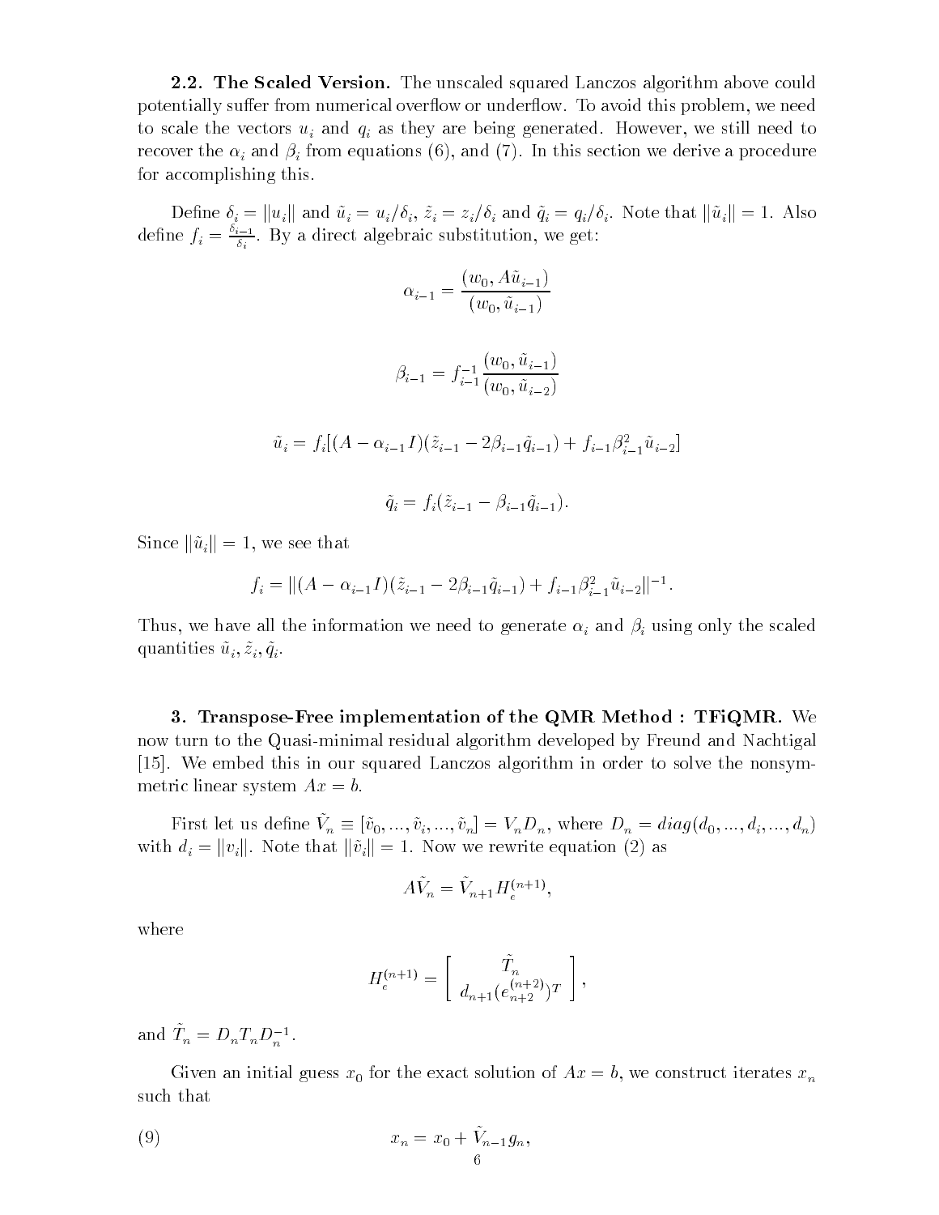**2.2. The Scaled Version.** The unscaled squared Lanczos algorithm above could potentially suffer from numerical overflow or underflow. To avoid this problem, we need to scale the vectors $u_i$ and $q_i$ as they are being generated. However, we still need to recover the $\alpha_i$ and $\beta_i$ from equations (6), and (7). In this section we derive a procedure for accomplishing this.

Define $\delta_i = \|u_i\|$ and $\tilde{u}_i = u_i/\delta_i$, $\tilde{z}_i = z_i/\delta_i$ and $\tilde{q}_i = q_i/\delta_i$. Note that $\|\tilde{u}_i\| = 1$. Also define $f_i = \frac{\delta_{i-1}}{\delta_i}$. By a direct algebraic substitution, we get:

$$\alpha_{i-1} = \frac{(w_0, A\tilde{u}_{i-1})}{(w_0, \tilde{u}_{i-1})}$$

$$\beta_{i-1} = f_{i-1}^{-1} \frac{(w_0, \tilde{u}_{i-1})}{(w_0, \tilde{u}_{i-2})}$$

$$\tilde{u}_i = f_i[(A - \alpha_{i-1}I)(\tilde{z}_{i-1} - 2\beta_{i-1}\tilde{q}_{i-1}) + f_{i-1}\beta_{i-1}^2 \tilde{u}_{i-2}]$$

$$\tilde{q}_i = f_i(\tilde{z}_{i-1} - \beta_{i-1}\tilde{q}_{i-1}).$$

Since $\|\tilde{u}_i\| = 1$, we see that

$$f_i = \|(A - \alpha_{i-1}I)(\tilde{z}_{i-1} - 2\beta_{i-1}\tilde{q}_{i-1}) + f_{i-1}\beta_{i-1}^2 \tilde{u}_{i-2}\|^{-1}.$$

Thus, we have all the information we need to generate $\alpha_i$ and $\beta_i$ using only the scaled quantities $\tilde{u}_i, \tilde{z}_i, \tilde{q}_i$.

## 3. Transpose-Free implementation of the QMR Method : TFiQMR.

We now turn to the Quasi-minimal residual algorithm developed by Freund and Nachtigal [15]. We embed this in our squared Lanczos algorithm in order to solve the nonsymmetric linear system $Ax = b$.

First let us define $\tilde{V}_n \equiv [\tilde{v}_0, ..., \tilde{v}_i, ..., \tilde{v}_n] = V_n D_n$, where $D_n = diag(d_0, ..., d_i, ..., d_n)$ with $d_i = \|v_i\|$. Note that $\|\tilde{v}_i\| = 1$. Now we rewrite equation (2) as

$$A\tilde{V}_n = \tilde{V}_{n+1} H_e^{(n+1)},$$

where

$$H_e^{(n+1)} = \begin{bmatrix} \tilde{T}_n \\ d_{n+1}(e_{n+2}^{(n+2)})^T \end{bmatrix},$$

and $\tilde{T}_n = D_n T_n D_n^{-1}$.

Given an initial guess $x_0$ for the exact solution of $Ax = b$, we construct iterates $x_n$ such that

$$x_n = x_0 + \tilde{V}_{n-1} g_n, \tag{9}$$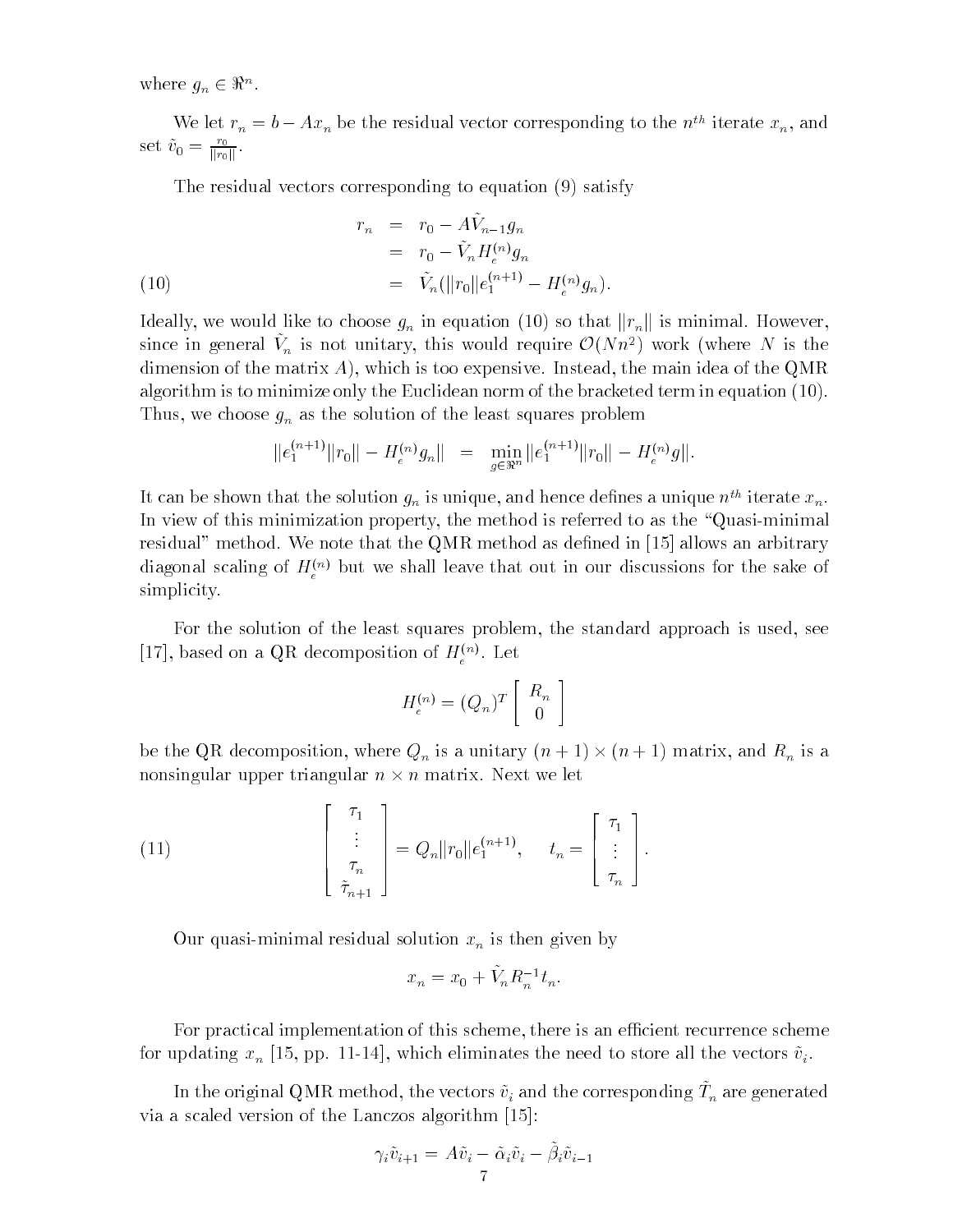where $g_n \in \Re^n$.

We let $r_n = b - Ax_n$ be the residual vector corresponding to the $n^{th}$ iterate $x_n$, and set $\tilde{v}_0 = \frac{r_0}{\|r_0\|}$.

The residual vectors corresponding to equation (9) satisfy

$$
\begin{aligned}
r_n &= r_0 - A\tilde{V}_{n-1}g_n \\
&= r_0 - \tilde{V}_n H_e^{(n)} g_n \\
&= \tilde{V}_n(\|r_0\|e_1^{(n+1)} - H_e^{(n)} g_n). \qquad (10)
\end{aligned}
$$

Ideally, we would like to choose $g_n$ in equation (10) so that $\|r_n\|$ is minimal. However, since in general $\tilde{V}_n$ is not unitary, this would require $\mathcal{O}(Nn^2)$ work (where $N$ is the dimension of the matrix $A$), which is too expensive. Instead, the main idea of the QMR algorithm is to minimize only the Euclidean norm of the bracketed term in equation (10). Thus, we choose $g_n$ as the solution of the least squares problem

$$\|e_1^{(n+1)}\|r_0\| - H_e^{(n)} g_n\| \;=\; \min_{g \in \Re^n} \|e_1^{(n+1)}\|r_0\| - H_e^{(n)} g\|.$$

It can be shown that the solution $g_n$ is unique, and hence defines a unique $n^{th}$ iterate $x_n$. In view of this minimization property, the method is referred to as the "Quasi-minimal residual" method. We note that the QMR method as defined in [15] allows an arbitrary diagonal scaling of $H_e^{(n)}$ but we shall leave that out in our discussions for the sake of simplicity.

For the solution of the least squares problem, the standard approach is used, see [17], based on a QR decomposition of $H_e^{(n)}$. Let

$$H_e^{(n)} = (Q_n)^T \begin{bmatrix} R_n \\ 0 \end{bmatrix}$$

be the QR decomposition, where $Q_n$ is a unitary $(n+1) \times (n+1)$ matrix, and $R_n$ is a nonsingular upper triangular $n \times n$ matrix. Next we let

$$\begin{bmatrix} \tau_1 \\ \vdots \\ \tau_n \\ \tilde{\tau}_{n+1} \end{bmatrix} = Q_n \|r_0\| e_1^{(n+1)}, \qquad t_n = \begin{bmatrix} \tau_1 \\ \vdots \\ \tau_n \end{bmatrix}. \qquad (11)$$

Our quasi-minimal residual solution $x_n$ is then given by

$$x_n = x_0 + \tilde{V}_n R_n^{-1} t_n.$$

For practical implementation of this scheme, there is an efficient recurrence scheme for updating $x_n$ [15, pp. 11-14], which eliminates the need to store all the vectors $\tilde{v}_i$.

In the original QMR method, the vectors $\tilde{v}_i$ and the corresponding $\tilde{T}_n$ are generated via a scaled version of the Lanczos algorithm [15]:

$$\gamma_i \tilde{v}_{i+1} = A\tilde{v}_i - \tilde{\alpha}_i \tilde{v}_i - \tilde{\beta}_i \tilde{v}_{i-1}$$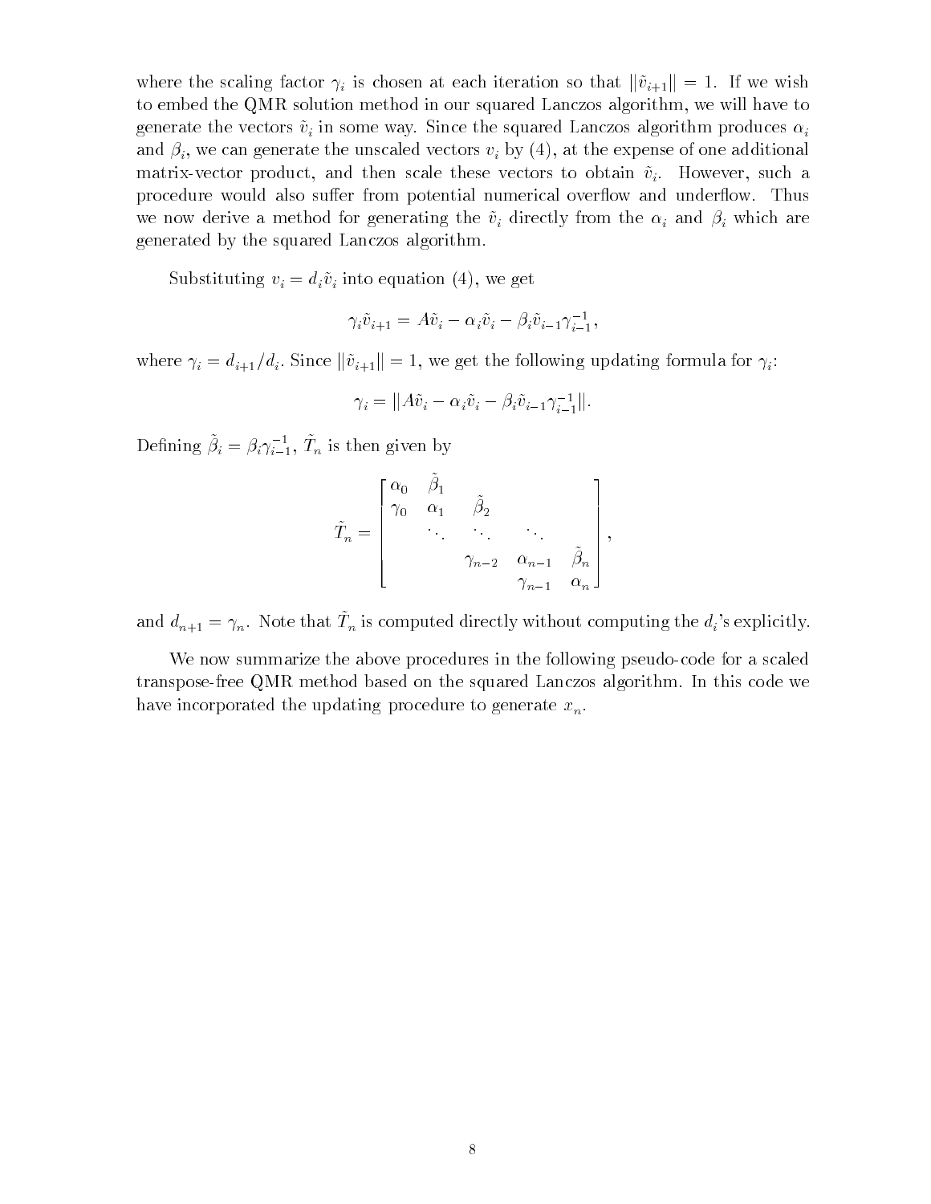where the scaling factor $\gamma_i$ is chosen at each iteration so that $\|\tilde{v}_{i+1}\| = 1$. If we wish to embed the QMR solution method in our squared Lanczos algorithm, we will have to generate the vectors $\tilde{v}_i$ in some way. Since the squared Lanczos algorithm produces $\alpha_i$ and $\beta_i$, we can generate the unscaled vectors $v_i$ by (4), at the expense of one additional matrix-vector product, and then scale these vectors to obtain $\tilde{v}_i$. However, such a procedure would also suffer from potential numerical overflow and underflow. Thus we now derive a method for generating the $\tilde{v}_i$ directly from the $\alpha_i$ and $\beta_i$ which are generated by the squared Lanczos algorithm.

Substituting $v_i = d_i \tilde{v}_i$ into equation (4), we get

$$\gamma_i \tilde{v}_{i+1} = A\tilde{v}_i - \alpha_i \tilde{v}_i - \beta_i \tilde{v}_{i-1} \gamma_{i-1}^{-1},$$

where $\gamma_i = d_{i+1}/d_i$. Since $\|\tilde{v}_{i+1}\| = 1$, we get the following updating formula for $\gamma_i$:

$$\gamma_i = \|A\tilde{v}_i - \alpha_i \tilde{v}_i - \beta_i \tilde{v}_{i-1} \gamma_{i-1}^{-1}\|.$$

Defining $\tilde{\beta}_i = \beta_i \gamma_{i-1}^{-1}$, $\tilde{T}_n$ is then given by

$$\tilde{T}_n = \begin{bmatrix} \alpha_0 & \tilde{\beta}_1 & & & \\ \gamma_0 & \alpha_1 & \tilde{\beta}_2 & & \\ & \ddots & \ddots & \ddots & \\ & & \gamma_{n-2} & \alpha_{n-1} & \tilde{\beta}_n \\ & & & \gamma_{n-1} & \alpha_n \end{bmatrix},$$

and $d_{n+1} = \gamma_n$. Note that $\tilde{T}_n$ is computed directly without computing the $d_i$'s explicitly.

We now summarize the above procedures in the following pseudo-code for a scaled transpose-free QMR method based on the squared Lanczos algorithm. In this code we have incorporated the updating procedure to generate $x_n$.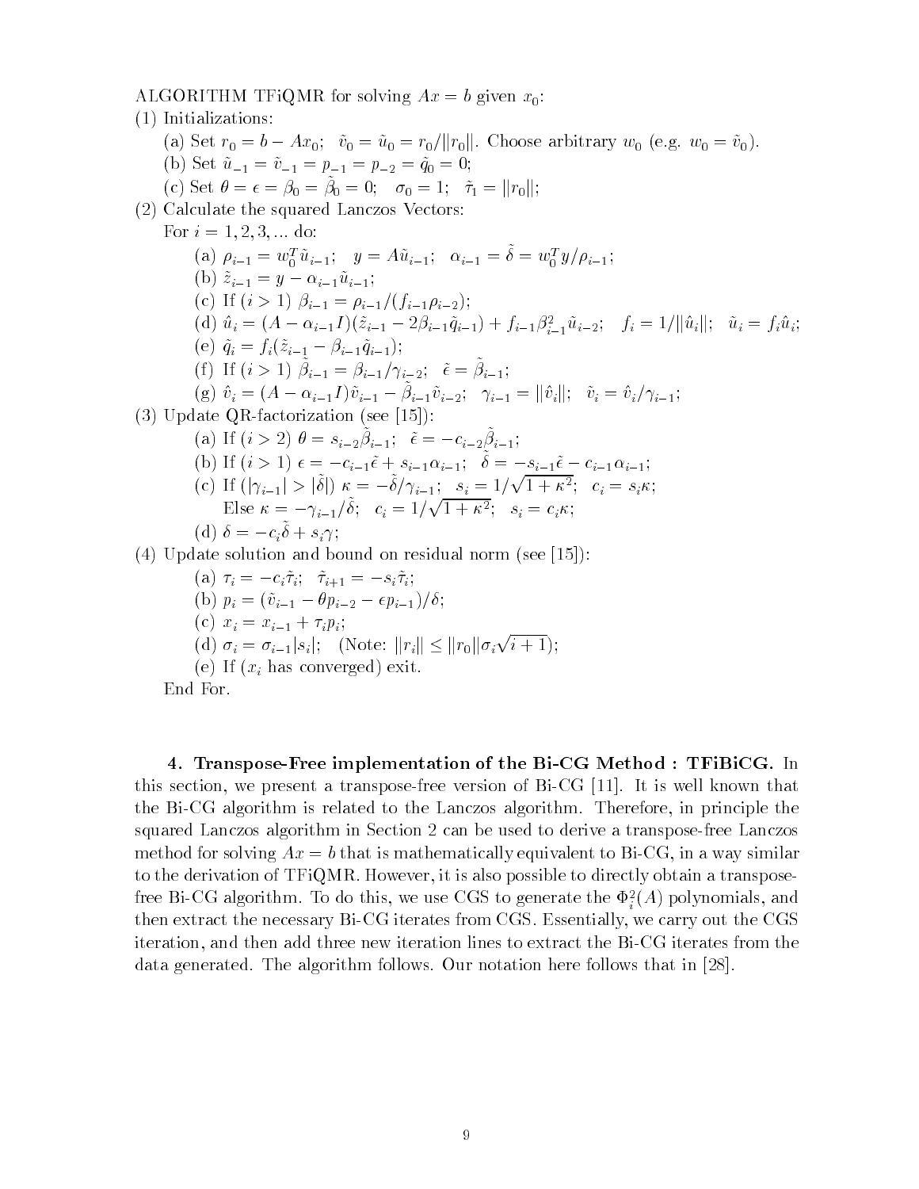ALGORITHM TFiQMR for solving $Ax = b$ given $x_0$:

(1) Initializations:

(a) Set $r_0 = b - Ax_0$; $\tilde{v}_0 = \tilde{u}_0 = r_0/\|r_0\|$. Choose arbitrary $w_0$ (e.g. $w_0 = \tilde{v}_0$).

(b) Set $\tilde{u}_{-1} = \tilde{v}_{-1} = p_{-1} = p_{-2} = \tilde{q}_0 = 0$;

(c) Set $\theta = \epsilon = \beta_0 = \tilde{\beta}_0 = 0$; $\sigma_0 = 1$; $\tilde{\tau}_1 = \|r_0\|$;

(2) Calculate the squared Lanczos Vectors:

For $i = 1, 2, 3, \ldots$ do:

(a) $\rho_{i-1} = w_0^T \tilde{u}_{i-1}$; $y = A\tilde{u}_{i-1}$; $\alpha_{i-1} = \tilde{\delta} = w_0^T y / \rho_{i-1}$;

(b) $\tilde{z}_{i-1} = y - \alpha_{i-1}\tilde{u}_{i-1}$;

(c) If $(i > 1)$ $\beta_{i-1} = \rho_{i-1}/(f_{i-1}\rho_{i-2})$;

(d) $\hat{u}_i = (A - \alpha_{i-1}I)(\tilde{z}_{i-1} - 2\beta_{i-1}\tilde{q}_{i-1}) + f_{i-1}\beta_{i-1}^2 \tilde{u}_{i-2}$; $f_i = 1/\|\hat{u}_i\|$; $\tilde{u}_i = f_i \hat{u}_i$;

(e) $\tilde{q}_i = f_i(\tilde{z}_{i-1} - \beta_{i-1}\tilde{q}_{i-1})$;

(f) If $(i > 1)$ $\tilde{\beta}_{i-1} = \beta_{i-1}/\gamma_{i-2}$; $\tilde{\epsilon} = \tilde{\beta}_{i-1}$;

(g) $\hat{v}_i = (A - \alpha_{i-1}I)\tilde{v}_{i-1} - \tilde{\beta}_{i-1}\tilde{v}_{i-2}$; $\gamma_{i-1} = \|\hat{v}_i\|$; $\tilde{v}_i = \hat{v}_i/\gamma_{i-1}$;

(3) Update QR-factorization (see [15]):

(a) If $(i > 2)$ $\theta = s_{i-2}\tilde{\beta}_{i-1}$; $\tilde{\epsilon} = -c_{i-2}\tilde{\beta}_{i-1}$;

(b) If $(i > 1)$ $\epsilon = -c_{i-1}\tilde{\epsilon} + s_{i-1}\alpha_{i-1}$; $\tilde{\delta} = -s_{i-1}\tilde{\epsilon} - c_{i-1}\alpha_{i-1}$;

(c) If $(|\gamma_{i-1}| > |\tilde{\delta}|)$ $\kappa = -\tilde{\delta}/\gamma_{i-1}$; $s_i = 1/\sqrt{1+\kappa^2}$; $c_i = s_i\kappa$;
Else $\kappa = -\gamma_{i-1}/\tilde{\delta}$; $c_i = 1/\sqrt{1+\kappa^2}$; $s_i = c_i\kappa$;

(d) $\delta = -c_i\tilde{\delta} + s_i\gamma$;

(4) Update solution and bound on residual norm (see [15]):

(a) $\tau_i = -c_i\tilde{\tau}_i$; $\tilde{\tau}_{i+1} = -s_i\tilde{\tau}_i$;

(b) $p_i = (\tilde{v}_{i-1} - \theta p_{i-2} - \epsilon p_{i-1})/\delta$;

(c) $x_i = x_{i-1} + \tau_i p_i$;

(d) $\sigma_i = \sigma_{i-1}|s_i|$; (Note: $\|r_i\| \le \|r_0\|\sigma_i\sqrt{i+1}$);

(e) If ($x_i$ has converged) exit.

End For.

**4. Transpose-Free implementation of the Bi-CG Method : TFiBiCG.** In this section, we present a transpose-free version of Bi-CG [11]. It is well known that the Bi-CG algorithm is related to the Lanczos algorithm. Therefore, in principle the squared Lanczos algorithm in Section 2 can be used to derive a transpose-free Lanczos method for solving $Ax = b$ that is mathematically equivalent to Bi-CG, in a way similar to the derivation of TFiQMR. However, it is also possible to directly obtain a transpose-free Bi-CG algorithm. To do this, we use CGS to generate the $\Phi_i^2(A)$ polynomials, and then extract the necessary Bi-CG iterates from CGS. Essentially, we carry out the CGS iteration, and then add three new iteration lines to extract the Bi-CG iterates from the data generated. The algorithm follows. Our notation here follows that in [28].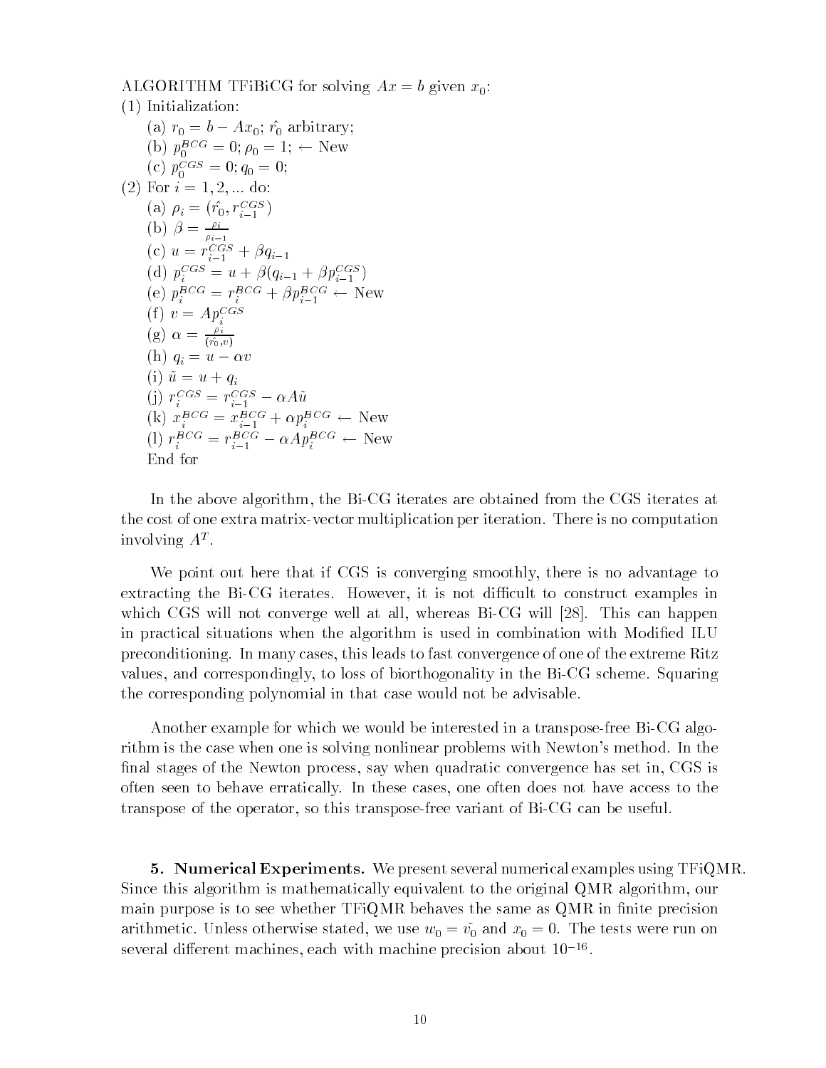ALGORITHM TFiBiCG for solving $Ax = b$ given $x_0$:

(1) Initialization:

(a) $r_0 = b - Ax_0$; $\hat{r_0}$ arbitrary;

(b) $p_0^{BCG} = 0$; $\rho_0 = 1$; $\leftarrow$ New

(c) $p_0^{CGS} = 0$; $q_0 = 0$;

(2) For $i = 1, 2, ...$ do:

(a) $\rho_i = (\hat{r_0}, r_{i-1}^{CGS})$

(b) $\beta = \frac{\rho_i}{\rho_{i-1}}$

(c) $u = r_{i-1}^{CGS} + \beta q_{i-1}$

(d) $p_i^{CGS} = u + \beta(q_{i-1} + \beta p_{i-1}^{CGS})$

(e) $p_i^{BCG} = r_i^{BCG} + \beta p_{i-1}^{BCG}$ $\leftarrow$ New

(f) $v = Ap_i^{CGS}$

(g) $\alpha = \frac{\rho_i}{(\hat{r_0}, v)}$

(h) $q_i = u - \alpha v$

(i) $\tilde{u} = u + q_i$

(j) $r_i^{CGS} = r_{i-1}^{CGS} - \alpha A\tilde{u}$

(k) $x_i^{BCG} = x_{i-1}^{BCG} + \alpha p_i^{BCG}$ $\leftarrow$ New

(l) $r_i^{BCG} = r_{i-1}^{BCG} - \alpha A p_i^{BCG}$ $\leftarrow$ New

End for

In the above algorithm, the Bi-CG iterates are obtained from the CGS iterates at the cost of one extra matrix-vector multiplication per iteration. There is no computation involving $A^T$.

We point out here that if CGS is converging smoothly, there is no advantage to extracting the Bi-CG iterates. However, it is not difficult to construct examples in which CGS will not converge well at all, whereas Bi-CG will [28]. This can happen in practical situations when the algorithm is used in combination with Modified ILU preconditioning. In many cases, this leads to fast convergence of one of the extreme Ritz values, and correspondingly, to loss of biorthogonality in the Bi-CG scheme. Squaring the corresponding polynomial in that case would not be advisable.

Another example for which we would be interested in a transpose-free Bi-CG algorithm is the case when one is solving nonlinear problems with Newton's method. In the final stages of the Newton process, say when quadratic convergence has set in, CGS is often seen to behave erratically. In these cases, one often does not have access to the transpose of the operator, so this transpose-free variant of Bi-CG can be useful.

**5. Numerical Experiments.** We present several numerical examples using TFiQMR. Since this algorithm is mathematically equivalent to the original QMR algorithm, our main purpose is to see whether TFiQMR behaves the same as QMR in finite precision arithmetic. Unless otherwise stated, we use $w_0 = \tilde{v_0}$ and $x_0 = 0$. The tests were run on several different machines, each with machine precision about $10^{-16}$.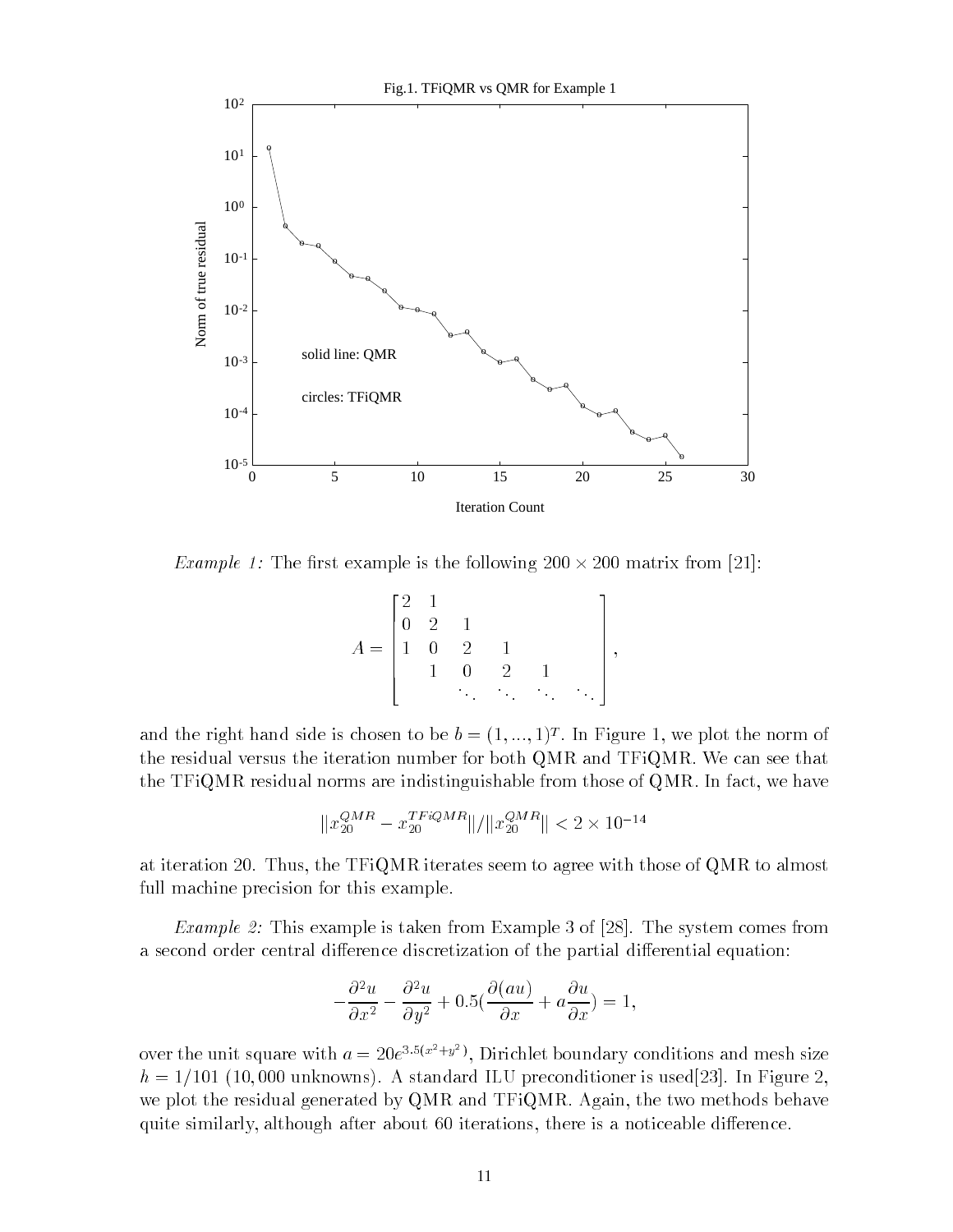Fig.1. TFiQMR vs QMR for Example 1

*Example 1:* The first example is the following $200 \times 200$ matrix from [21]:

$$A = \begin{bmatrix} 2 & 1 & & & & \\ 0 & 2 & 1 & & & \\ 1 & 0 & 2 & 1 & & \\ & 1 & 0 & 2 & 1 & \\ & & \ddots & \ddots & \ddots & \ddots \end{bmatrix},$$

and the right hand side is chosen to be $b = (1, ..., 1)^T$. In Figure 1, we plot the norm of the residual versus the iteration number for both QMR and TFiQMR. We can see that the TFiQMR residual norms are indistinguishable from those of QMR. In fact, we have

$$\|x_{20}^{QMR} - x_{20}^{TFiQMR}\| / \|x_{20}^{QMR}\| < 2 \times 10^{-14}$$

at iteration 20. Thus, the TFiQMR iterates seem to agree with those of QMR to almost full machine precision for this example.

*Example 2:* This example is taken from Example 3 of [28]. The system comes from a second order central difference discretization of the partial differential equation:

$$-\frac{\partial^2 u}{\partial x^2} - \frac{\partial^2 u}{\partial y^2} + 0.5(\frac{\partial (au)}{\partial x} + a\frac{\partial u}{\partial x}) = 1,$$

over the unit square with $a = 20e^{3.5(x^2+y^2)}$, Dirichlet boundary conditions and mesh size $h = 1/101$ (10,000 unknowns). A standard ILU preconditioner is used[23]. In Figure 2, we plot the residual generated by QMR and TFiQMR. Again, the two methods behave quite similarly, although after about 60 iterations, there is a noticeable difference.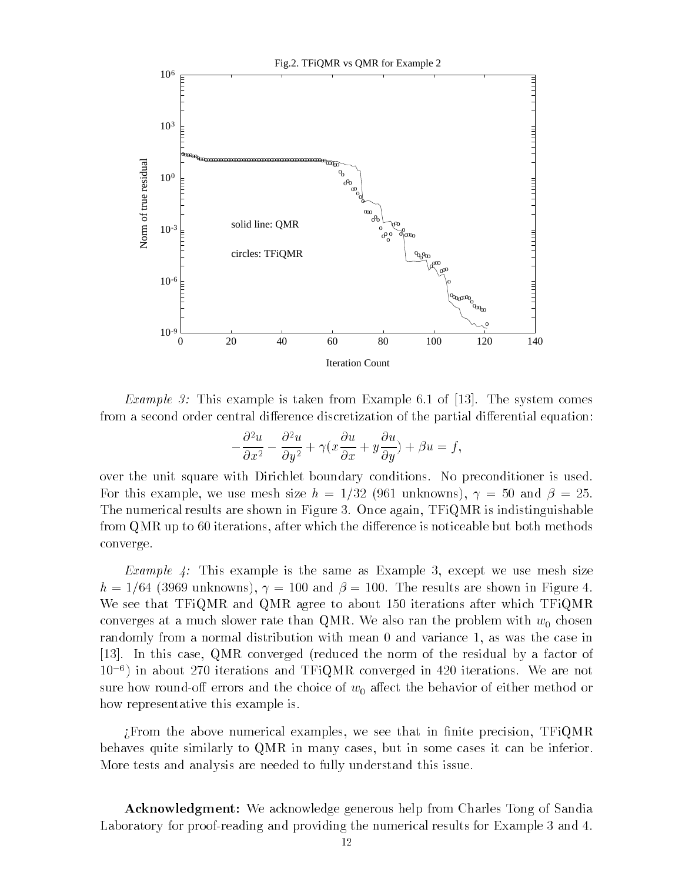Fig.2. TFiQMR vs QMR for Example 2

*Example 3:* This example is taken from Example 6.1 of [13]. The system comes from a second order central difference discretization of the partial differential equation:

$$-\frac{\partial^2 u}{\partial x^2} - \frac{\partial^2 u}{\partial y^2} + \gamma(x\frac{\partial u}{\partial x} + y\frac{\partial u}{\partial y}) + \beta u = f,$$

over the unit square with Dirichlet boundary conditions. No preconditioner is used. For this example, we use mesh size $h = 1/32$ (961 unknowns), $\gamma = 50$ and $\beta = 25$. The numerical results are shown in Figure 3. Once again, TFiQMR is indistinguishable from QMR up to 60 iterations, after which the difference is noticeable but both methods converge.

*Example 4:* This example is the same as Example 3, except we use mesh size $h = 1/64$ (3969 unknowns), $\gamma = 100$ and $\beta = 100$. The results are shown in Figure 4. We see that TFiQMR and QMR agree to about 150 iterations after which TFiQMR converges at a much slower rate than QMR. We also ran the problem with $w_0$ chosen randomly from a normal distribution with mean 0 and variance 1, as was the case in [13]. In this case, QMR converged (reduced the norm of the residual by a factor of $10^{-6}$) in about 270 iterations and TFiQMR converged in 420 iterations. We are not sure how round-off errors and the choice of $w_0$ affect the behavior of either method or how representative this example is.

¿From the above numerical examples, we see that in finite precision, TFiQMR behaves quite similarly to QMR in many cases, but in some cases it can be inferior. More tests and analysis are needed to fully understand this issue.

**Acknowledgment:** We acknowledge generous help from Charles Tong of Sandia Laboratory for proof-reading and providing the numerical results for Example 3 and 4.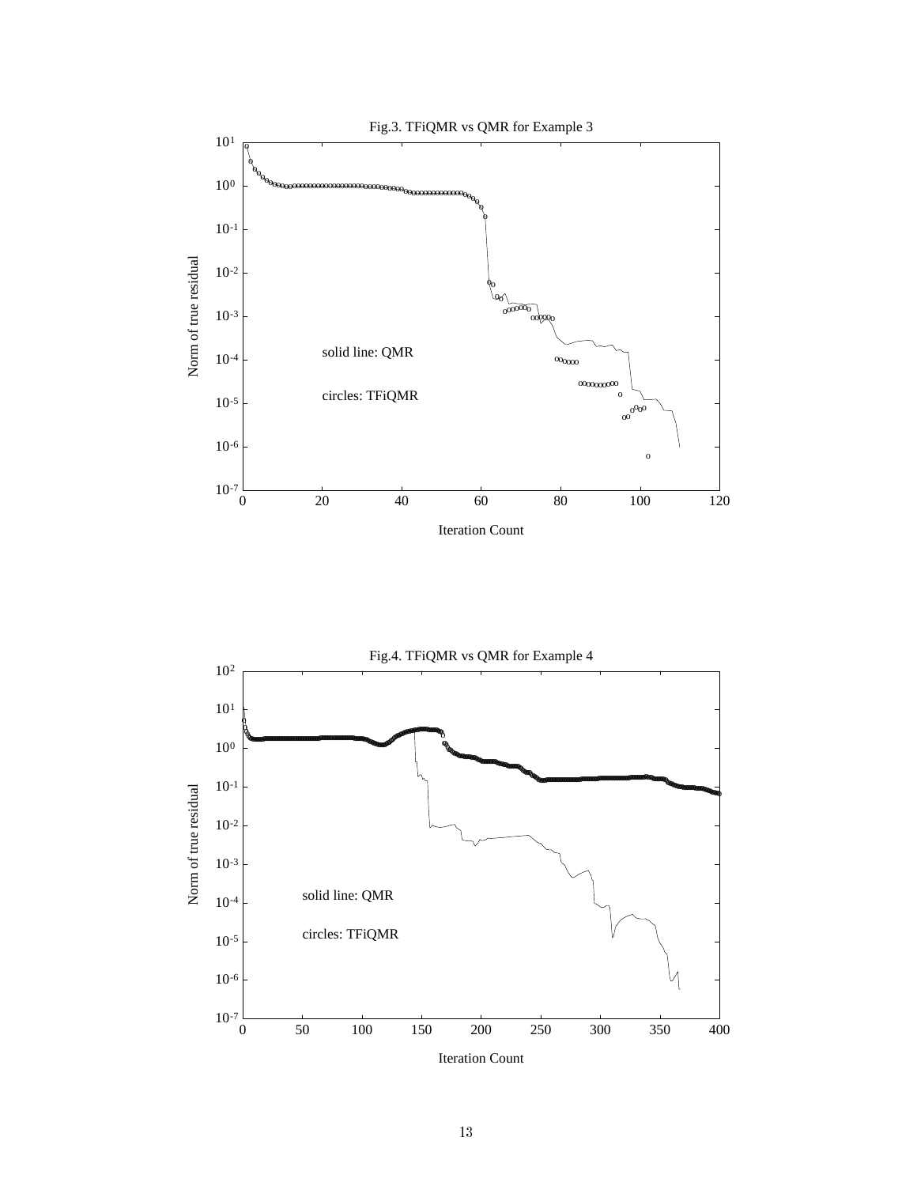Fig.3. TFiQMR vs QMR for Example 3

Fig.4. TFiQMR vs QMR for Example 4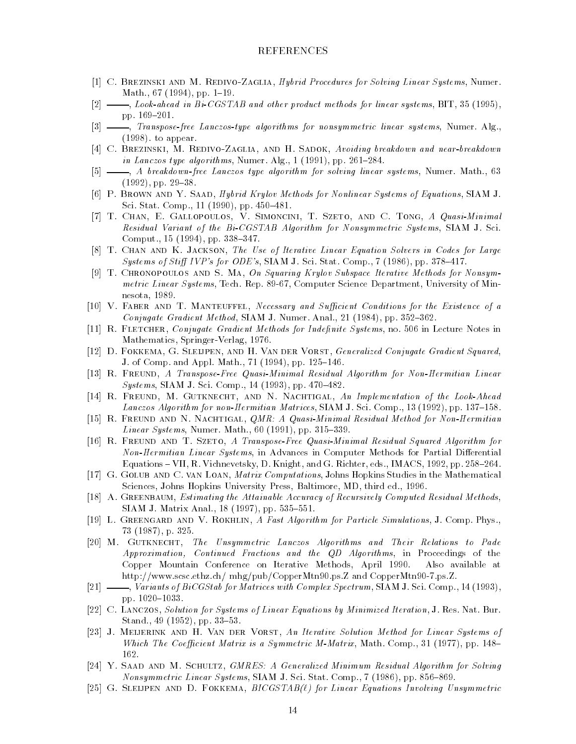# REFERENCES

[1] C. Brezinski and M. Redivo-Zaglia, *Hybrid Procedures for Solving Linear Systems*, Numer. Math., 67 (1994), pp. 1–19.

[2] ———, *Look-ahead in Bi-CGSTAB and other product methods for linear systems*, BIT, 35 (1995), pp. 169–201.

[3] ———, *Transpose-free Lanczos-type algorithms for nonsymmetric linear systems*, Numer. Alg., (1998). to appear.

[4] C. Brezinski, M. Redivo-Zaglia, and H. Sadok, *Avoiding breakdown and near-breakdown in Lanczos type algorithms*, Numer. Alg., 1 (1991), pp. 261–284.

[5] ———, *A breakdown-free Lanczos type algorithm for solving linear systems*, Numer. Math., 63 (1992), pp. 29–38.

[6] P. Brown and Y. Saad, *Hybrid Krylov Methods for Nonlinear Systems of Equations*, SIAM J. Sci. Stat. Comp., 11 (1990), pp. 450–481.

[7] T. Chan, E. Gallopoulos, V. Simoncini, T. Szeto, and C. Tong, *A Quasi-Minimal Residual Variant of the Bi-CGSTAB Algorithm for Nonsymmetric Systems*, SIAM J. Sci. Comput., 15 (1994), pp. 338–347.

[8] T. Chan and K. Jackson, *The Use of Iterative Linear Equation Solvers in Codes for Large Systems of Stiff IVP's for ODE's*, SIAM J. Sci. Stat. Comp., 7 (1986), pp. 378–417.

[9] T. Chronopoulos and S. Ma, *On Squaring Krylov Subspace Iterative Methods for Nonsymmetric Linear Systems*, Tech. Rep. 89-67, Computer Science Department, University of Minnesota, 1989.

[10] V. Faber and T. Manteuffel, *Necessary and Sufficient Conditions for the Existence of a Conjugate Gradient Method*, SIAM J. Numer. Anal., 21 (1984), pp. 352–362.

[11] R. Fletcher, *Conjugate Gradient Methods for Indefinite Systems*, no. 506 in Lecture Notes in Mathematics, Springer-Verlag, 1976.

[12] D. Fokkema, G. Sleijpen, and H. Van der Vorst, *Generalized Conjugate Gradient Squared*, J. of Comp. and Appl. Math., 71 (1994), pp. 125–146.

[13] R. Freund, *A Transpose-Free Quasi-Minimal Residual Algorithm for Non-Hermitian Linear Systems*, SIAM J. Sci. Comp., 14 (1993), pp. 470–482.

[14] R. Freund, M. Gutknecht, and N. Nachtigal, *An Implementation of the Look-Ahead Lanczos Algorithm for non-Hermitian Matrices*, SIAM J. Sci. Comp., 13 (1992), pp. 137–158.

[15] R. Freund and N. Nachtigal, *QMR: A Quasi-Minimal Residual Method for Non-Hermitian Linear Systems*, Numer. Math., 60 (1991), pp. 315–339.

[16] R. Freund and T. Szeto, *A Transpose-Free Quasi-Minimal Residual Squared Algorithm for Non-Hermitian Linear Systems*, in Advances in Computer Methods for Partial Differential Equations – VII, R. Vichnevetsky, D. Knight, and G. Richter, eds., IMACS, 1992, pp. 258–264.

[17] G. Golub and C. van Loan, *Matrix Computations*, Johns Hopkins Studies in the Mathematical Sciences, Johns Hopkins University Press, Baltimore, MD, third ed., 1996.

[18] A. Greenbaum, *Estimating the Attainable Accuracy of Recursively Computed Residual Methods*, SIAM J. Matrix Anal., 18 (1997), pp. 535–551.

[19] L. Greengard and V. Rokhlin, *A Fast Algorithm for Particle Simulations*, J. Comp. Phys., 73 (1987), p. 325.

[20] M. Gutknecht, *The Unsymmetric Lanczos Algorithms and Their Relations to Pade Approximation, Continued Fractions and the QD Algorithms*, in Proceedings of the Copper Mountain Conference on Iterative Methods, April 1990. Also available at http://www.scsc.ethz.ch/ mhg/pub/CopperMtn90.ps.Z and CopperMtn90-7.ps.Z.

[21] ———, *Variants of BiCGStab for Matrices with Complex Spectrum*, SIAM J. Sci. Comp., 14 (1993), pp. 1020–1033.

[22] C. Lanczos, *Solution for Systems of Linear Equations by Minimized Iteration*, J. Res. Nat. Bur. Stand., 49 (1952), pp. 33–53.

[23] J. Meijerink and H. Van der Vorst, *An Iterative Solution Method for Linear Systems of Which The Coefficient Matrix is a Symmetric M-Matrix*, Math. Comp., 31 (1977), pp. 148–162.

[24] Y. Saad and M. Schultz, *GMRES: A Generalized Minimum Residual Algorithm for Solving Nonsymmetric Linear Systems*, SIAM J. Sci. Stat. Comp., 7 (1986), pp. 856–869.

[25] G. Sleijpen and D. Fokkema, *BICGSTAB($\ell$) for Linear Equations Involving Unsymmetric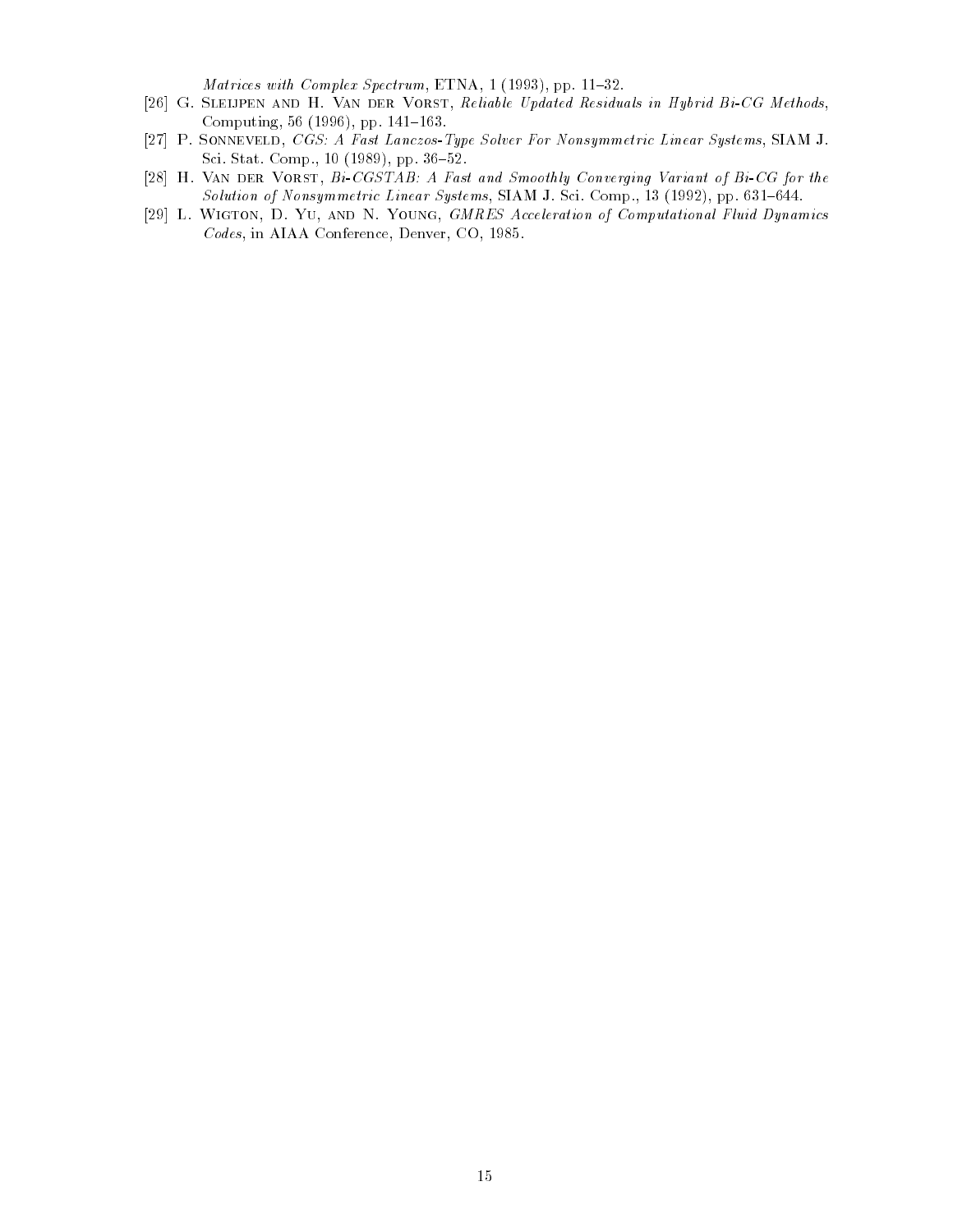*Matrices with Complex Spectrum*, ETNA, 1 (1993), pp. 11–32.

[26] G. Sleijpen and H. Van der Vorst, *Reliable Updated Residuals in Hybrid Bi-CG Methods*, Computing, 56 (1996), pp. 141–163.

[27] P. Sonneveld, *CGS: A Fast Lanczos-Type Solver For Nonsymmetric Linear Systems*, SIAM J. Sci. Stat. Comp., 10 (1989), pp. 36–52.

[28] H. Van der Vorst, *Bi-CGSTAB: A Fast and Smoothly Converging Variant of Bi-CG for the Solution of Nonsymmetric Linear Systems*, SIAM J. Sci. Comp., 13 (1992), pp. 631–644.

[29] L. Wigton, D. Yu, and N. Young, *GMRES Acceleration of Computational Fluid Dynamics Codes*, in AIAA Conference, Denver, CO, 1985.